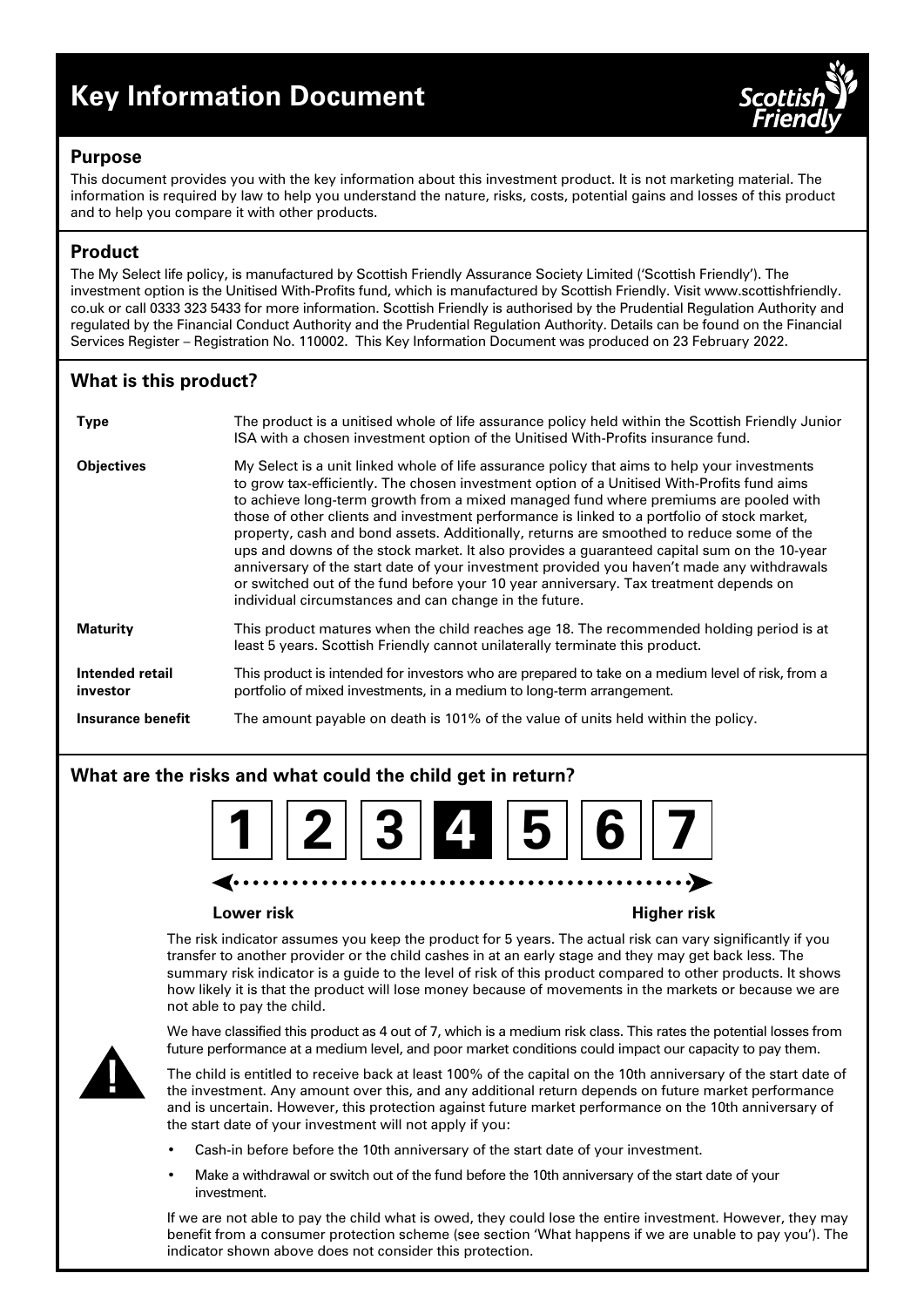# Key Information Document

Scottish Friendly

## Purpose

This document provides you with the key information about this investment product. It is not marketing material. The information is required by law to help you understand the nature, risks, costs, potential gains and losses of this product and to help you compare it with other products.

## Product

The My Select life policy, is manufactured by Scottish Friendly Assurance Society Limited ('Scottish Friendly'). The investment option is the Unitised With-Profits fund, which is manufactured by Scottish Friendly. Visit www.scottishfriendly.co.uk or call 0333 323 5433 for more information. Scottish Friendly is authorised by the Prudential Regulation Authority and regulated by the Financial Conduct Authority and the Prudential Regulation Authority. Details can be found on the Financial Services Register – Registration No. 110002. This Key Information Document was produced on 23 February 2022.

## What is this product?

| | |
|---|---|
| **Type** | The product is a unitised whole of life assurance policy held within the Scottish Friendly Junior ISA with a chosen investment option of the Unitised With-Profits insurance fund. |
| **Objectives** | My Select is a unit linked whole of life assurance policy that aims to help your investments to grow tax-efficiently. The chosen investment option of a Unitised With-Profits fund aims to achieve long-term growth from a mixed managed fund where premiums are pooled with those of other clients and investment performance is linked to a portfolio of stock market, property, cash and bond assets. Additionally, returns are smoothed to reduce some of the ups and downs of the stock market. It also provides a guaranteed capital sum on the 10-year anniversary of the start date of your investment provided you haven't made any withdrawals or switched out of the fund before your 10 year anniversary. Tax treatment depends on individual circumstances and can change in the future. |
| **Maturity** | This product matures when the child reaches age 18. The recommended holding period is at least 5 years. Scottish Friendly cannot unilaterally terminate this product. |
| **Intended retail investor** | This product is intended for investors who are prepared to take on a medium level of risk, from a portfolio of mixed investments, in a medium to long-term arrangement. |
| **Insurance benefit** | The amount payable on death is 101% of the value of units held within the policy. |

## What are the risks and what could the child get in return?

1 2 3 **4** 5 6 7

Lower risk — Higher risk

The risk indicator assumes you keep the product for 5 years. The actual risk can vary significantly if you transfer to another provider or the child cashes in at an early stage and they may get back less. The summary risk indicator is a guide to the level of risk of this product compared to other products. It shows how likely it is that the product will lose money because of movements in the markets or because we are not able to pay the child.

We have classified this product as 4 out of 7, which is a medium risk class. This rates the potential losses from future performance at a medium level, and poor market conditions could impact our capacity to pay them.

The child is entitled to receive back at least 100% of the capital on the 10th anniversary of the start date of the investment. Any amount over this, and any additional return depends on future market performance and is uncertain. However, this protection against future market performance on the 10th anniversary of the start date of your investment will not apply if you:

- Cash-in before before the 10th anniversary of the start date of your investment.
- Make a withdrawal or switch out of the fund before the 10th anniversary of the start date of your investment.

If we are not able to pay the child what is owed, they could lose the entire investment. However, they may benefit from a consumer protection scheme (see section 'What happens if we are unable to pay you'). The indicator shown above does not consider this protection.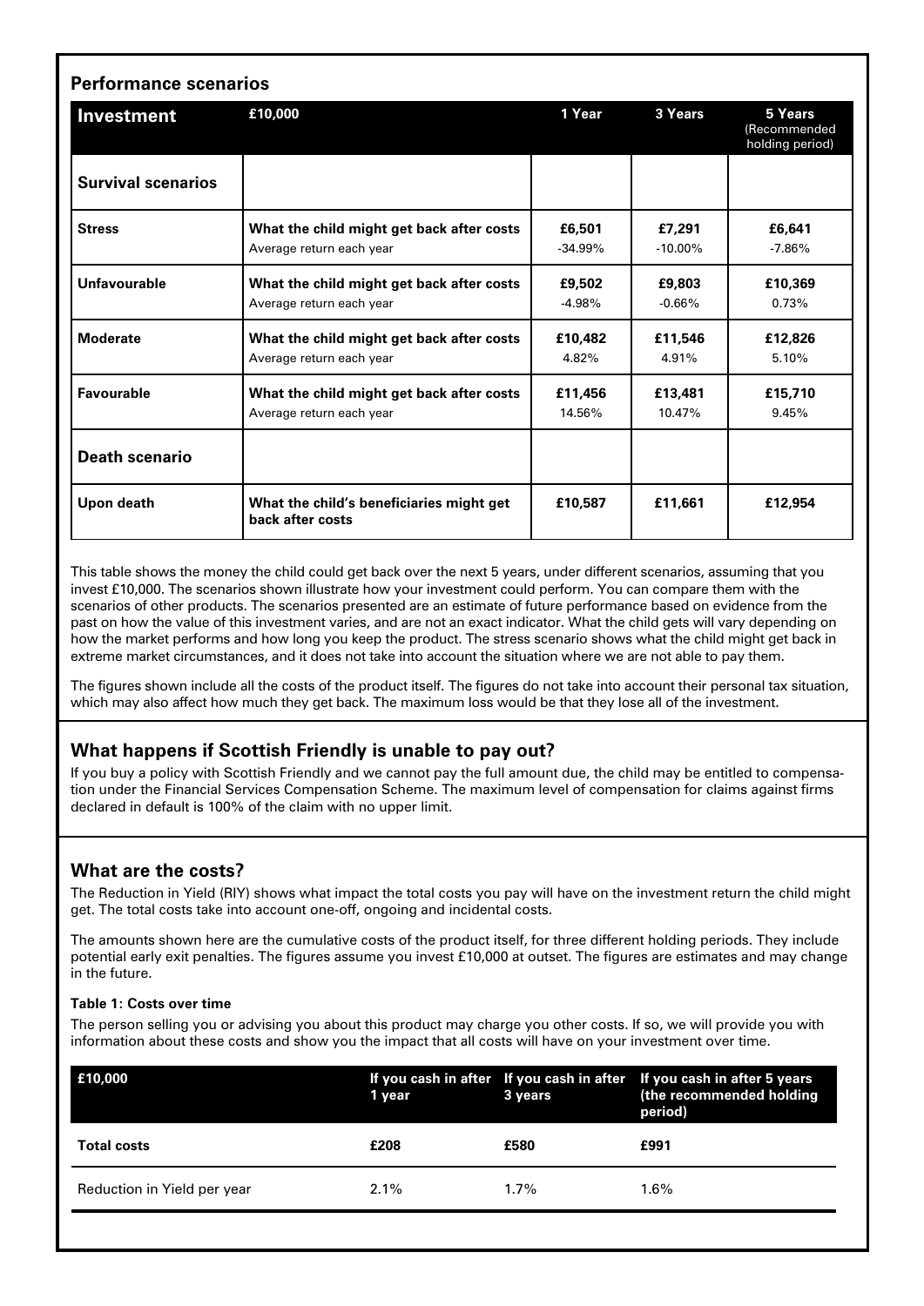## Performance scenarios

| Investment | £10,000 | 1 Year | 3 Years | 5 Years (Recommended holding period) |
|---|---|---|---|---|
| **Survival scenarios** | | | | |
| **Stress** | **What the child might get back after costs**<br>Average return each year | **£6,501**<br>-34.99% | **£7,291**<br>-10.00% | **£6,641**<br>-7.86% |
| **Unfavourable** | **What the child might get back after costs**<br>Average return each year | **£9,502**<br>-4.98% | **£9,803**<br>-0.66% | **£10,369**<br>0.73% |
| **Moderate** | **What the child might get back after costs**<br>Average return each year | **£10,482**<br>4.82% | **£11,546**<br>4.91% | **£12,826**<br>5.10% |
| **Favourable** | **What the child might get back after costs**<br>Average return each year | **£11,456**<br>14.56% | **£13,481**<br>10.47% | **£15,710**<br>9.45% |
| **Death scenario** | | | | |
| **Upon death** | **What the child's beneficiaries might get back after costs** | **£10,587** | **£11,661** | **£12,954** |

This table shows the money the child could get back over the next 5 years, under different scenarios, assuming that you invest £10,000. The scenarios shown illustrate how your investment could perform. You can compare them with the scenarios of other products. The scenarios presented are an estimate of future performance based on evidence from the past on how the value of this investment varies, and are not an exact indicator. What the child gets will vary depending on how the market performs and how long you keep the product. The stress scenario shows what the child might get back in extreme market circumstances, and it does not take into account the situation where we are not able to pay them.

The figures shown include all the costs of the product itself. The figures do not take into account their personal tax situation, which may also affect how much they get back. The maximum loss would be that they lose all of the investment.

## What happens if Scottish Friendly is unable to pay out?

If you buy a policy with Scottish Friendly and we cannot pay the full amount due, the child may be entitled to compensation under the Financial Services Compensation Scheme. The maximum level of compensation for claims against firms declared in default is 100% of the claim with no upper limit.

## What are the costs?

The Reduction in Yield (RIY) shows what impact the total costs you pay will have on the investment return the child might get. The total costs take into account one-off, ongoing and incidental costs.

The amounts shown here are the cumulative costs of the product itself, for three different holding periods. They include potential early exit penalties. The figures assume you invest £10,000 at outset. The figures are estimates and may change in the future.

#### Table 1: Costs over time

The person selling you or advising you about this product may charge you other costs. If so, we will provide you with information about these costs and show you the impact that all costs will have on your investment over time.

| £10,000 | If you cash in after 1 year | If you cash in after 3 years | If you cash in after 5 years (the recommended holding period) |
|---|---|---|---|
| **Total costs** | **£208** | **£580** | **£991** |
| Reduction in Yield per year | 2.1% | 1.7% | 1.6% |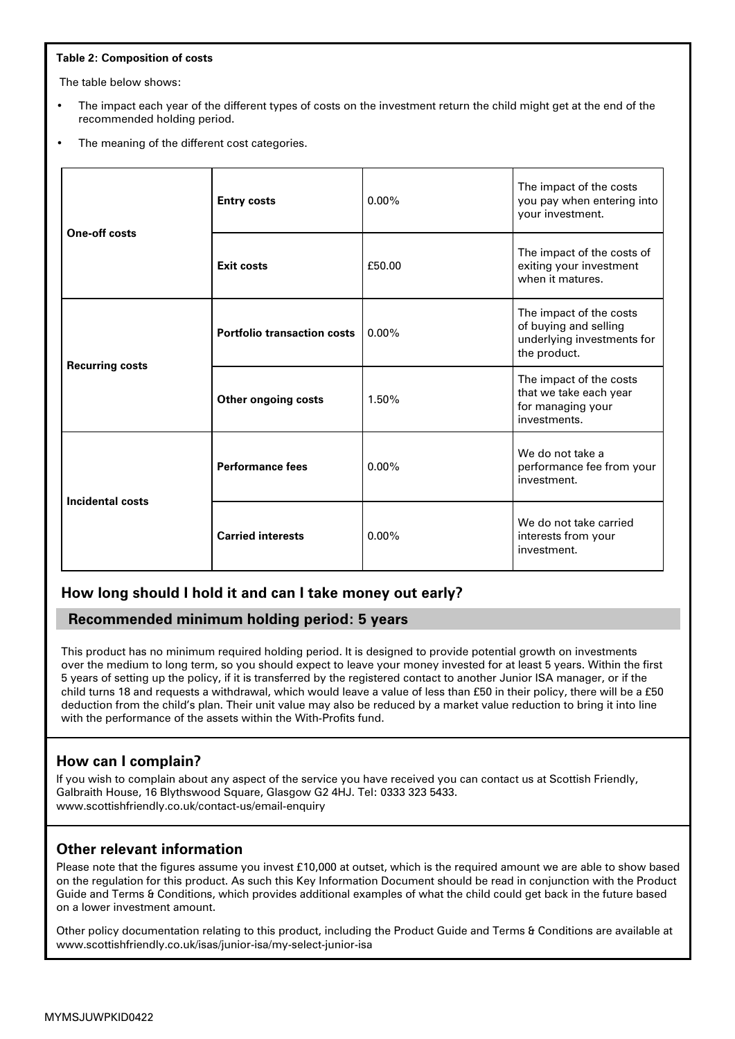**Table 2: Composition of costs**

The table below shows:

- The impact each year of the different types of costs on the investment return the child might get at the end of the recommended holding period.
- The meaning of the different cost categories.

| | | | |
|---|---|---|---|
| **One-off costs** | **Entry costs** | 0.00% | The impact of the costs you pay when entering into your investment. |
| | **Exit costs** | £50.00 | The impact of the costs of exiting your investment when it matures. |
| **Recurring costs** | **Portfolio transaction costs** | 0.00% | The impact of the costs of buying and selling underlying investments for the product. |
| | **Other ongoing costs** | 1.50% | The impact of the costs that we take each year for managing your investments. |
| **Incidental costs** | **Performance fees** | 0.00% | We do not take a performance fee from your investment. |
| | **Carried interests** | 0.00% | We do not take carried interests from your investment. |

## How long should I hold it and can I take money out early?

### Recommended minimum holding period: 5 years

This product has no minimum required holding period. It is designed to provide potential growth on investments over the medium to long term, so you should expect to leave your money invested for at least 5 years. Within the first 5 years of setting up the policy, if it is transferred by the registered contact to another Junior ISA manager, or if the child turns 18 and requests a withdrawal, which would leave a value of less than £50 in their policy, there will be a £50 deduction from the child's plan. Their unit value may also be reduced by a market value reduction to bring it into line with the performance of the assets within the With-Profits fund.

## How can I complain?

If you wish to complain about any aspect of the service you have received you can contact us at Scottish Friendly, Galbraith House, 16 Blythswood Square, Glasgow G2 4HJ. Tel: 0333 323 5433.
www.scottishfriendly.co.uk/contact-us/email-enquiry

## Other relevant information

Please note that the figures assume you invest £10,000 at outset, which is the required amount we are able to show based on the regulation for this product. As such this Key Information Document should be read in conjunction with the Product Guide and Terms & Conditions, which provides additional examples of what the child could get back in the future based on a lower investment amount.

Other policy documentation relating to this product, including the Product Guide and Terms & Conditions are available at www.scottishfriendly.co.uk/isas/junior-isa/my-select-junior-isa

MYMSJUWPKID0422